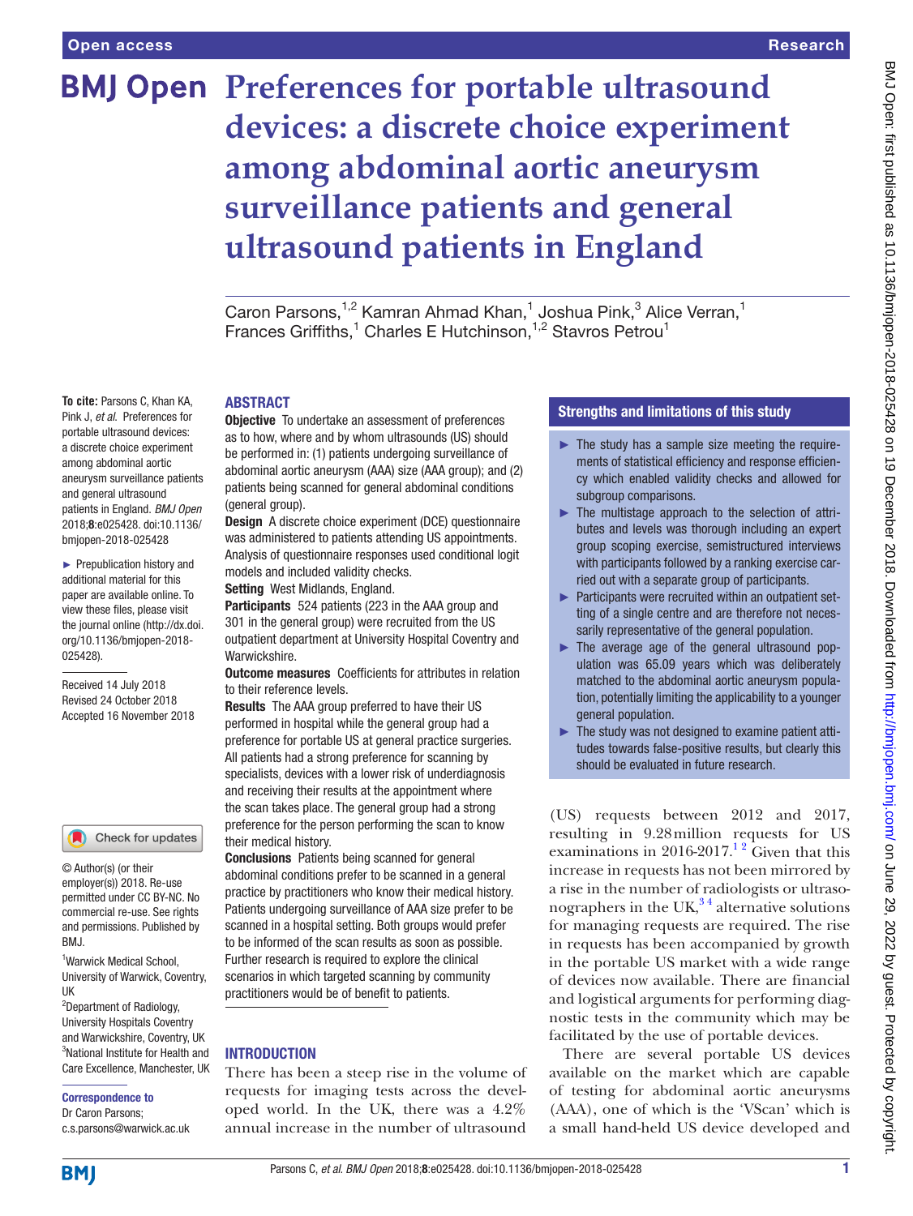# Preferences for portable ultrasound devices: a discrete choice experiment among abdominal aortic aneurysm surveillance patients and general ultrasound patients in England

Caron Parsons,[1,2] Kamran Ahmad Khan,[1] Joshua Pink,[3] Alice Verran,[1] Frances Griffiths,[1] Charles E Hutchinson,[1,2] Stavros Petrou[1]

**To cite:** Parsons C, Khan KA, Pink J, *et al*. Preferences for portable ultrasound devices: a discrete choice experiment among abdominal aortic aneurysm surveillance patients and general ultrasound patients in England. *BMJ Open* 2018;**8**:e025428. doi:10.1136/bmjopen-2018-025428

► Prepublication history and additional material for this paper are available online. To view these files, please visit the journal online (http://dx.doi.org/10.1136/bmjopen-2018-025428).

Received 14 July 2018
Revised 24 October 2018
Accepted 16 November 2018

© Author(s) (or their employer(s)) 2018. Re-use permitted under CC BY-NC. No commercial re-use. See rights and permissions. Published by BMJ.

[1]Warwick Medical School, University of Warwick, Coventry, UK
[2]Department of Radiology, University Hospitals Coventry and Warwickshire, Coventry, UK
[3]National Institute for Health and Care Excellence, Manchester, UK

**Correspondence to**
Dr Caron Parsons;
c.s.parsons@warwick.ac.uk

## ABSTRACT

**Objective** To undertake an assessment of preferences as to how, where and by whom ultrasounds (US) should be performed in: (1) patients undergoing surveillance of abdominal aortic aneurysm (AAA) size (AAA group); and (2) patients being scanned for general abdominal conditions (general group).

**Design** A discrete choice experiment (DCE) questionnaire was administered to patients attending US appointments. Analysis of questionnaire responses used conditional logit models and included validity checks.

**Setting** West Midlands, England.

**Participants** 524 patients (223 in the AAA group and 301 in the general group) were recruited from the US outpatient department at University Hospital Coventry and Warwickshire.

**Outcome measures** Coefficients for attributes in relation to their reference levels.

**Results** The AAA group preferred to have their US performed in hospital while the general group had a preference for portable US at general practice surgeries. All patients had a strong preference for scanning by specialists, devices with a lower risk of underdiagnosis and receiving their results at the appointment where the scan takes place. The general group had a strong preference for the person performing the scan to know their medical history.

**Conclusions** Patients being scanned for general abdominal conditions prefer to be scanned in a general practice by practitioners who know their medical history. Patients undergoing surveillance of AAA size prefer to be scanned in a hospital setting. Both groups would prefer to be informed of the scan results as soon as possible. Further research is required to explore the clinical scenarios in which targeted scanning by community practitioners would be of benefit to patients.

## Strengths and limitations of this study

- ► The study has a sample size meeting the requirements of statistical efficiency and response efficiency which enabled validity checks and allowed for subgroup comparisons.
- ► The multistage approach to the selection of attributes and levels was thorough including an expert group scoping exercise, semistructured interviews with participants followed by a ranking exercise carried out with a separate group of participants.
- ► Participants were recruited within an outpatient setting of a single centre and are therefore not necessarily representative of the general population.
- ► The average age of the general ultrasound population was 65.09 years which was deliberately matched to the abdominal aortic aneurysm population, potentially limiting the applicability to a younger general population.
- ► The study was not designed to examine patient attitudes towards false-positive results, but clearly this should be evaluated in future research.

## INTRODUCTION

There has been a steep rise in the volume of requests for imaging tests across the developed world. In the UK, there was a 4.2% annual increase in the number of ultrasound (US) requests between 2012 and 2017, resulting in 9.28 million requests for US examinations in 2016-2017.[1,2] Given that this increase in requests has not been mirrored by a rise in the number of radiologists or ultrasonographers in the UK,[3,4] alternative solutions for managing requests are required. The rise in requests has been accompanied by growth in the portable US market with a wide range of devices now available. There are financial and logistical arguments for performing diagnostic tests in the community which may be facilitated by the use of portable devices.

There are several portable US devices available on the market which are capable of testing for abdominal aortic aneurysms (AAA), one of which is the 'VScan' which is a small hand-held US device developed and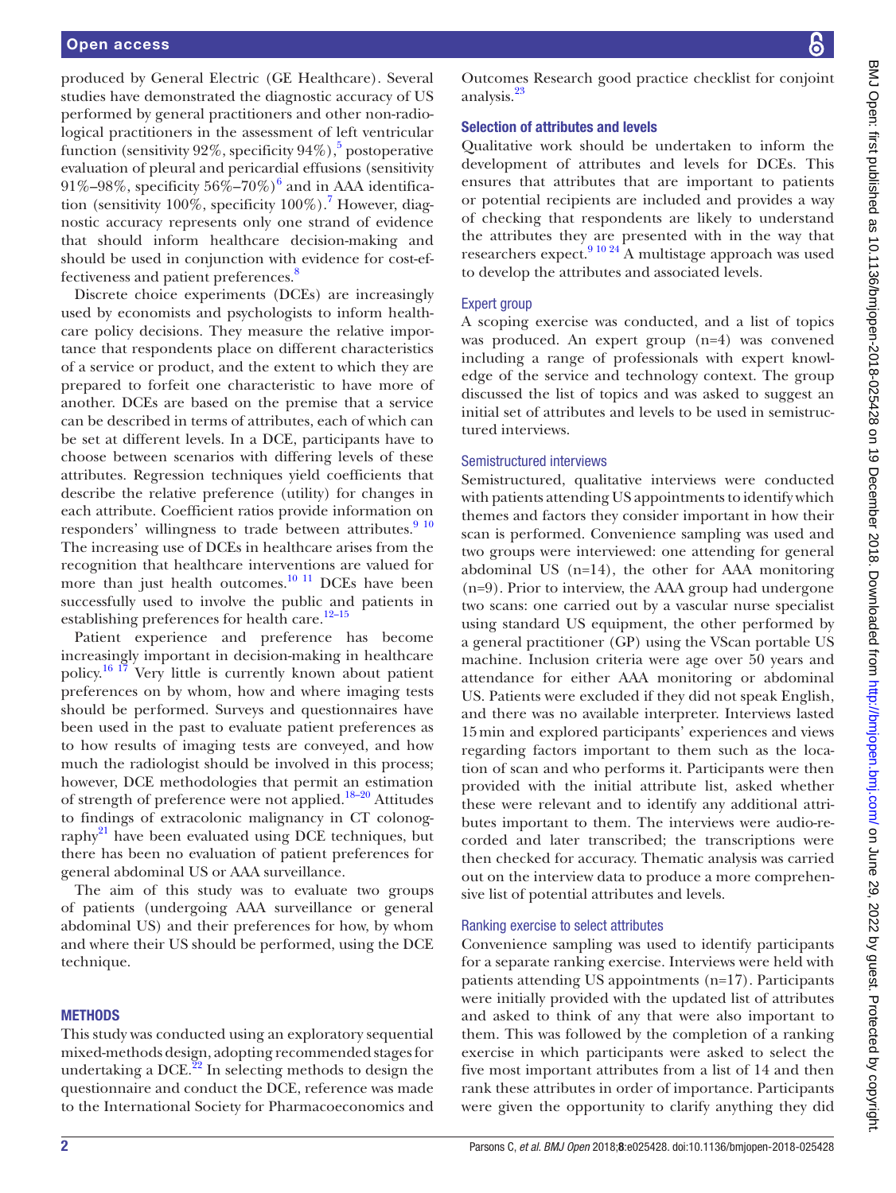produced by General Electric (GE Healthcare). Several studies have demonstrated the diagnostic accuracy of US performed by general practitioners and other non-radiological practitioners in the assessment of left ventricular function (sensitivity 92%, specificity 94%),[5] postoperative evaluation of pleural and pericardial effusions (sensitivity 91%–98%, specificity 56%–70%)[6] and in AAA identification (sensitivity 100%, specificity 100%).[7] However, diagnostic accuracy represents only one strand of evidence that should inform healthcare decision-making and should be used in conjunction with evidence for cost-effectiveness and patient preferences.[8]

Discrete choice experiments (DCEs) are increasingly used by economists and psychologists to inform healthcare policy decisions. They measure the relative importance that respondents place on different characteristics of a service or product, and the extent to which they are prepared to forfeit one characteristic to have more of another. DCEs are based on the premise that a service can be described in terms of attributes, each of which can be set at different levels. In a DCE, participants have to choose between scenarios with differing levels of these attributes. Regression techniques yield coefficients that describe the relative preference (utility) for changes in each attribute. Coefficient ratios provide information on responders' willingness to trade between attributes.[9 10] The increasing use of DCEs in healthcare arises from the recognition that healthcare interventions are valued for more than just health outcomes.[10 11] DCEs have been successfully used to involve the public and patients in establishing preferences for health care.[12–15]

Patient experience and preference has become increasingly important in decision-making in healthcare policy.[16 17] Very little is currently known about patient preferences on by whom, how and where imaging tests should be performed. Surveys and questionnaires have been used in the past to evaluate patient preferences as to how results of imaging tests are conveyed, and how much the radiologist should be involved in this process; however, DCE methodologies that permit an estimation of strength of preference were not applied.[18–20] Attitudes to findings of extracolonic malignancy in CT colonography[21] have been evaluated using DCE techniques, but there has been no evaluation of patient preferences for general abdominal US or AAA surveillance.

The aim of this study was to evaluate two groups of patients (undergoing AAA surveillance or general abdominal US) and their preferences for how, by whom and where their US should be performed, using the DCE technique.

## METHODS

This study was conducted using an exploratory sequential mixed-methods design, adopting recommended stages for undertaking a DCE.[22] In selecting methods to design the questionnaire and conduct the DCE, reference was made to the International Society for Pharmacoeconomics and Outcomes Research good practice checklist for conjoint analysis.[23]

### Selection of attributes and levels

Qualitative work should be undertaken to inform the development of attributes and levels for DCEs. This ensures that attributes that are important to patients or potential recipients are included and provides a way of checking that respondents are likely to understand the attributes they are presented with in the way that researchers expect.[9 10 24] A multistage approach was used to develop the attributes and associated levels.

#### Expert group

A scoping exercise was conducted, and a list of topics was produced. An expert group (n=4) was convened including a range of professionals with expert knowledge of the service and technology context. The group discussed the list of topics and was asked to suggest an initial set of attributes and levels to be used in semistructured interviews.

#### Semistructured interviews

Semistructured, qualitative interviews were conducted with patients attending US appointments to identify which themes and factors they consider important in how their scan is performed. Convenience sampling was used and two groups were interviewed: one attending for general abdominal US (n=14), the other for AAA monitoring (n=9). Prior to interview, the AAA group had undergone two scans: one carried out by a vascular nurse specialist using standard US equipment, the other performed by a general practitioner (GP) using the VScan portable US machine. Inclusion criteria were age over 50 years and attendance for either AAA monitoring or abdominal US. Patients were excluded if they did not speak English, and there was no available interpreter. Interviews lasted 15 min and explored participants' experiences and views regarding factors important to them such as the location of scan and who performs it. Participants were then provided with the initial attribute list, asked whether these were relevant and to identify any additional attributes important to them. The interviews were audio-recorded and later transcribed; the transcriptions were then checked for accuracy. Thematic analysis was carried out on the interview data to produce a more comprehensive list of potential attributes and levels.

#### Ranking exercise to select attributes

Convenience sampling was used to identify participants for a separate ranking exercise. Interviews were held with patients attending US appointments (n=17). Participants were initially provided with the updated list of attributes and asked to think of any that were also important to them. This was followed by the completion of a ranking exercise in which participants were asked to select the five most important attributes from a list of 14 and then rank these attributes in order of importance. Participants were given the opportunity to clarify anything they did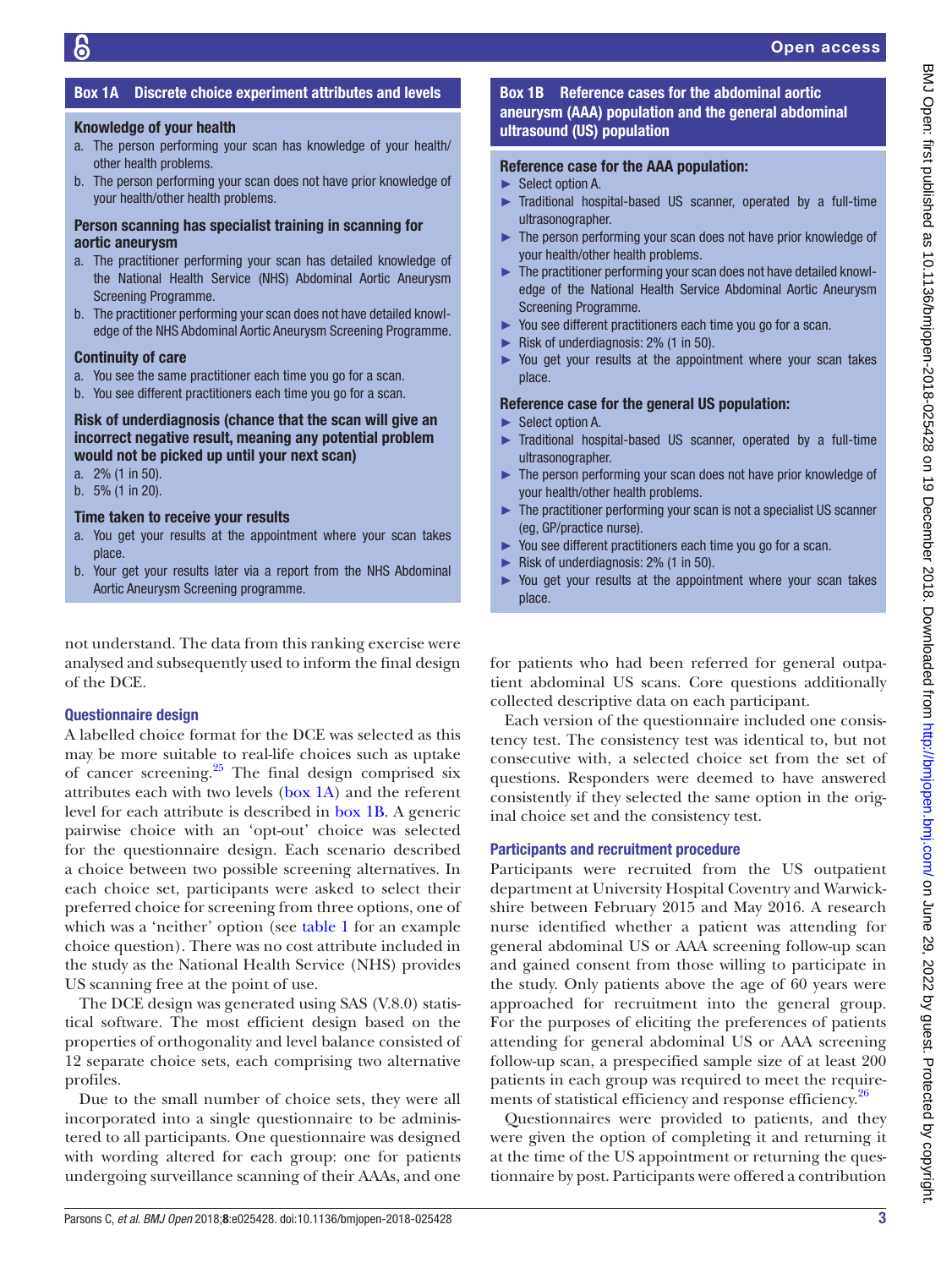**Box 1A Discrete choice experiment attributes and levels**

**Knowledge of your health**

a. The person performing your scan has knowledge of your health/other health problems.
b. The person performing your scan does not have prior knowledge of your health/other health problems.

**Person scanning has specialist training in scanning for aortic aneurysm**

a. The practitioner performing your scan has detailed knowledge of the National Health Service (NHS) Abdominal Aortic Aneurysm Screening Programme.
b. The practitioner performing your scan does not have detailed knowledge of the NHS Abdominal Aortic Aneurysm Screening Programme.

**Continuity of care**

a. You see the same practitioner each time you go for a scan.
b. You see different practitioners each time you go for a scan.

**Risk of underdiagnosis (chance that the scan will give an incorrect negative result, meaning any potential problem would not be picked up until your next scan)**

a. 2% (1 in 50).
b. 5% (1 in 20).

**Time taken to receive your results**

a. You get your results at the appointment where your scan takes place.
b. Your get your results later via a report from the NHS Abdominal Aortic Aneurysm Screening programme.

**Box 1B Reference cases for the abdominal aortic aneurysm (AAA) population and the general abdominal ultrasound (US) population**

**Reference case for the AAA population:**

- Select option A.
- Traditional hospital-based US scanner, operated by a full-time ultrasonographer.
- The person performing your scan does not have prior knowledge of your health/other health problems.
- The practitioner performing your scan does not have detailed knowledge of the National Health Service Abdominal Aortic Aneurysm Screening Programme.
- You see different practitioners each time you go for a scan.
- Risk of underdiagnosis: 2% (1 in 50).
- You get your results at the appointment where your scan takes place.

**Reference case for the general US population:**

- Select option A.
- Traditional hospital-based US scanner, operated by a full-time ultrasonographer.
- The person performing your scan does not have prior knowledge of your health/other health problems.
- The practitioner performing your scan is not a specialist US scanner (eg, GP/practice nurse).
- You see different practitioners each time you go for a scan.
- Risk of underdiagnosis: 2% (1 in 50).
- You get your results at the appointment where your scan takes place.

not understand. The data from this ranking exercise were analysed and subsequently used to inform the final design of the DCE.

### Questionnaire design

A labelled choice format for the DCE was selected as this may be more suitable to real-life choices such as uptake of cancer screening.[25] The final design comprised six attributes each with two levels (box 1A) and the referent level for each attribute is described in box 1B. A generic pairwise choice with an 'opt-out' choice was selected for the questionnaire design. Each scenario described a choice between two possible screening alternatives. In each choice set, participants were asked to select their preferred choice for screening from three options, one of which was a 'neither' option (see table 1 for an example choice question). There was no cost attribute included in the study as the National Health Service (NHS) provides US scanning free at the point of use.

The DCE design was generated using SAS (V.8.0) statistical software. The most efficient design based on the properties of orthogonality and level balance consisted of 12 separate choice sets, each comprising two alternative profiles.

Due to the small number of choice sets, they were all incorporated into a single questionnaire to be administered to all participants. One questionnaire was designed with wording altered for each group: one for patients undergoing surveillance scanning of their AAAs, and one for patients who had been referred for general outpatient abdominal US scans. Core questions additionally collected descriptive data on each participant.

Each version of the questionnaire included one consistency test. The consistency test was identical to, but not consecutive with, a selected choice set from the set of questions. Responders were deemed to have answered consistently if they selected the same option in the original choice set and the consistency test.

### Participants and recruitment procedure

Participants were recruited from the US outpatient department at University Hospital Coventry and Warwickshire between February 2015 and May 2016. A research nurse identified whether a patient was attending for general abdominal US or AAA screening follow-up scan and gained consent from those willing to participate in the study. Only patients above the age of 60 years were approached for recruitment into the general group. For the purposes of eliciting the preferences of patients attending for general abdominal US or AAA screening follow-up scan, a prespecified sample size of at least 200 patients in each group was required to meet the requirements of statistical efficiency and response efficiency.[26]

Questionnaires were provided to patients, and they were given the option of completing it and returning it at the time of the US appointment or returning the questionnaire by post. Participants were offered a contribution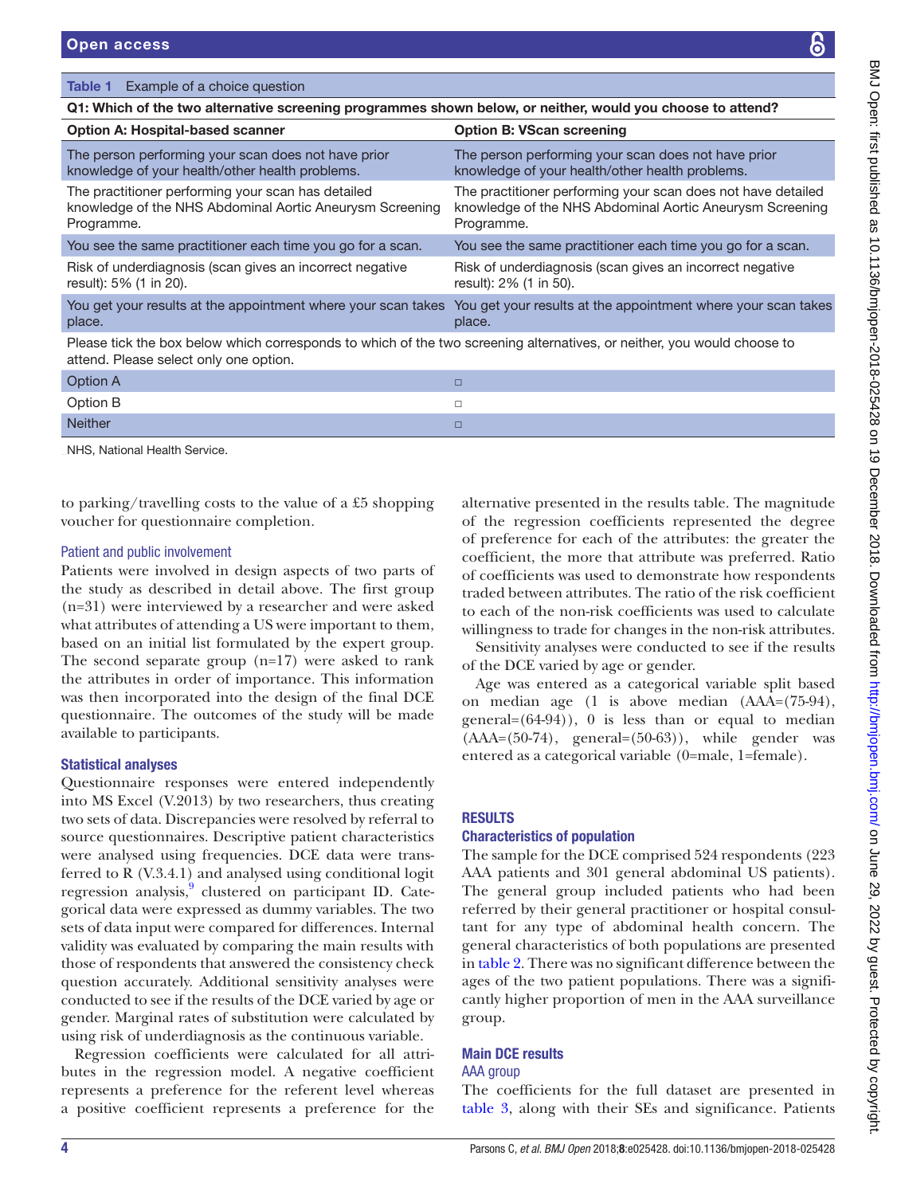**Table 1** Example of a choice question

| Q1: Which of the two alternative screening programmes shown below, or neither, would you choose to attend? | |
|---|---|
| **Option A: Hospital-based scanner** | **Option B: VScan screening** |
| The person performing your scan does not have prior knowledge of your health/other health problems. | The person performing your scan does not have prior knowledge of your health/other health problems. |
| The practitioner performing your scan has detailed knowledge of the NHS Abdominal Aortic Aneurysm Screening Programme. | The practitioner performing your scan does not have detailed knowledge of the NHS Abdominal Aortic Aneurysm Screening Programme. |
| You see the same practitioner each time you go for a scan. | You see the same practitioner each time you go for a scan. |
| Risk of underdiagnosis (scan gives an incorrect negative result): 5% (1 in 20). | Risk of underdiagnosis (scan gives an incorrect negative result): 2% (1 in 50). |
| You get your results at the appointment where your scan takes place. | You get your results at the appointment where your scan takes place. |
| Please tick the box below which corresponds to which of the two screening alternatives, or neither, you would choose to attend. Please select only one option. | |
| Option A | □ |
| Option B | □ |
| Neither | □ |

NHS, National Health Service.

to parking/travelling costs to the value of a £5 shopping voucher for questionnaire completion.

### Patient and public involvement

Patients were involved in design aspects of two parts of the study as described in detail above. The first group (n=31) were interviewed by a researcher and were asked what attributes of attending a US were important to them, based on an initial list formulated by the expert group. The second separate group (n=17) were asked to rank the attributes in order of importance. This information was then incorporated into the design of the final DCE questionnaire. The outcomes of the study will be made available to participants.

### Statistical analyses

Questionnaire responses were entered independently into MS Excel (V.2013) by two researchers, thus creating two sets of data. Discrepancies were resolved by referral to source questionnaires. Descriptive patient characteristics were analysed using frequencies. DCE data were transferred to R (V.3.4.1) and analysed using conditional logit regression analysis,[9] clustered on participant ID. Categorical data were expressed as dummy variables. The two sets of data input were compared for differences. Internal validity was evaluated by comparing the main results with those of respondents that answered the consistency check question accurately. Additional sensitivity analyses were conducted to see if the results of the DCE varied by age or gender. Marginal rates of substitution were calculated by using risk of underdiagnosis as the continuous variable.

Regression coefficients were calculated for all attributes in the regression model. A negative coefficient represents a preference for the referent level whereas a positive coefficient represents a preference for the alternative presented in the results table. The magnitude of the regression coefficients represented the degree of preference for each of the attributes: the greater the coefficient, the more that attribute was preferred. Ratio of coefficients was used to demonstrate how respondents traded between attributes. The ratio of the risk coefficient to each of the non-risk coefficients was used to calculate willingness to trade for changes in the non-risk attributes.

Sensitivity analyses were conducted to see if the results of the DCE varied by age or gender.

Age was entered as a categorical variable split based on median age (1 is above median (AAA=(75-94), general=(64-94)), 0 is less than or equal to median (AAA=(50-74), general=(50-63)), while gender was entered as a categorical variable (0=male, 1=female).

## RESULTS

### Characteristics of population

The sample for the DCE comprised 524 respondents (223 AAA patients and 301 general abdominal US patients). The general group included patients who had been referred by their general practitioner or hospital consultant for any type of abdominal health concern. The general characteristics of both populations are presented in table 2. There was no significant difference between the ages of the two patient populations. There was a significantly higher proportion of men in the AAA surveillance group.

### Main DCE results

#### AAA group

The coefficients for the full dataset are presented in table 3, along with their SEs and significance. Patients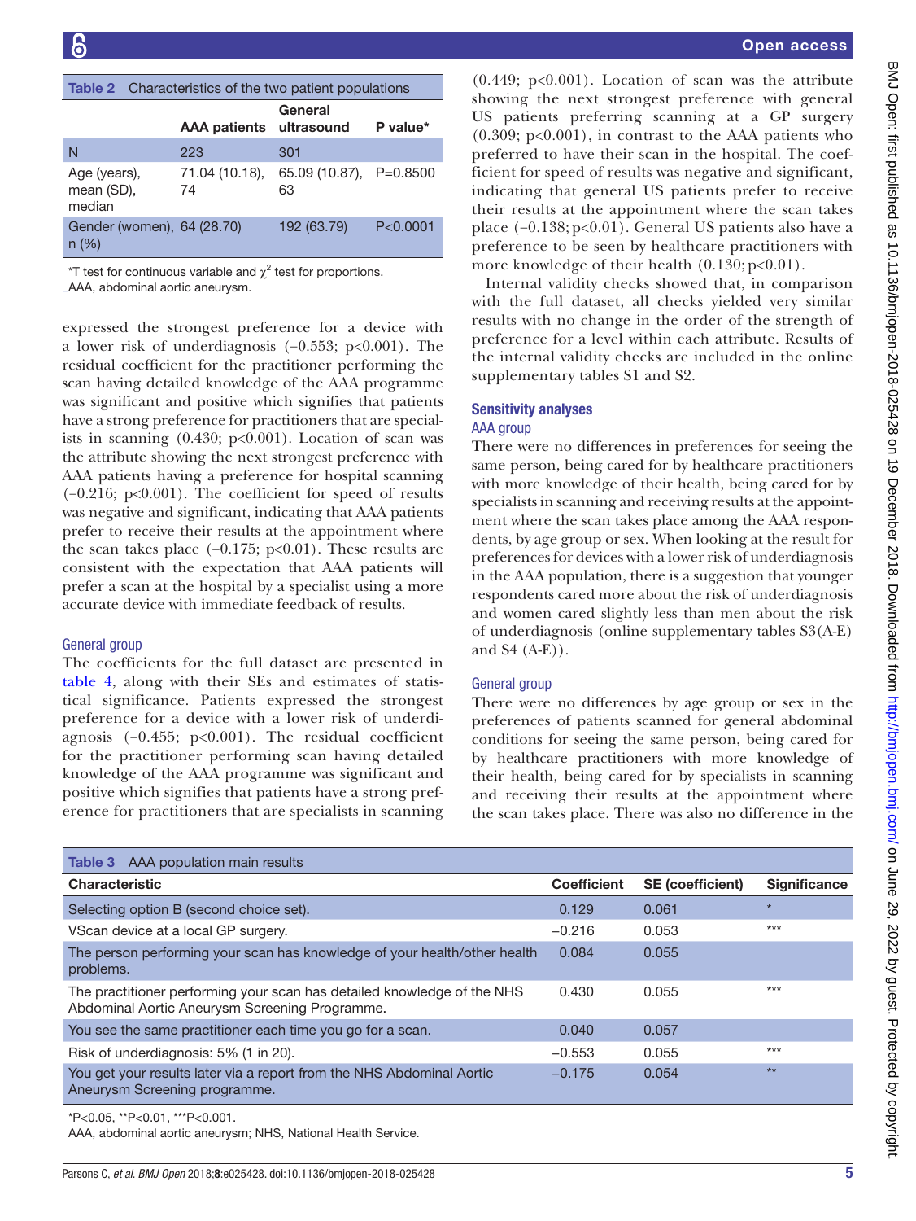Table 2 Characteristics of the two patient populations

| | AAA patients | General ultrasound | P value* |
|---|---|---|---|
| N | 223 | 301 | |
| Age (years), mean (SD), median | 71.04 (10.18), 74 | 65.09 (10.87), 63 | P=0.8500 |
| Gender (women), n (%) | 64 (28.70) | 192 (63.79) | P<0.0001 |

*T test for continuous variable and $\chi^2$ test for proportions.
AAA, abdominal aortic aneurysm.

expressed the strongest preference for a device with a lower risk of underdiagnosis (−0.553; p<0.001). The residual coefficient for the practitioner performing the scan having detailed knowledge of the AAA programme was significant and positive which signifies that patients have a strong preference for practitioners that are specialists in scanning (0.430; p<0.001). Location of scan was the attribute showing the next strongest preference with AAA patients having a preference for hospital scanning (−0.216; p<0.001). The coefficient for speed of results was negative and significant, indicating that AAA patients prefer to receive their results at the appointment where the scan takes place (−0.175; p<0.01). These results are consistent with the expectation that AAA patients will prefer a scan at the hospital by a specialist using a more accurate device with immediate feedback of results.

### General group

The coefficients for the full dataset are presented in table 4, along with their SEs and estimates of statistical significance. Patients expressed the strongest preference for a device with a lower risk of underdiagnosis (−0.455; p<0.001). The residual coefficient for the practitioner performing scan having detailed knowledge of the AAA programme was significant and positive which signifies that patients have a strong preference for practitioners that are specialists in scanning (0.449; p<0.001). Location of scan was the attribute showing the next strongest preference with general US patients preferring scanning at a GP surgery (0.309; p<0.001), in contrast to the AAA patients who preferred to have their scan in the hospital. The coefficient for speed of results was negative and significant, indicating that general US patients prefer to receive their results at the appointment where the scan takes place (−0.138; p<0.01). General US patients also have a preference to be seen by healthcare practitioners with more knowledge of their health (0.130; p<0.01).

Internal validity checks showed that, in comparison with the full dataset, all checks yielded very similar results with no change in the order of the strength of preference for a level within each attribute. Results of the internal validity checks are included in the online supplementary tables S1 and S2.

## Sensitivity analyses

### AAA group

There were no differences in preferences for seeing the same person, being cared for by healthcare practitioners with more knowledge of their health, being cared for by specialists in scanning and receiving results at the appointment where the scan takes place among the AAA respondents, by age group or sex. When looking at the result for preferences for devices with a lower risk of underdiagnosis in the AAA population, there is a suggestion that younger respondents cared more about the risk of underdiagnosis and women cared slightly less than men about the risk of underdiagnosis (online supplementary tables S3(A-E) and S4 (A-E)).

### General group

There were no differences by age group or sex in the preferences of patients scanned for general abdominal conditions for seeing the same person, being cared for by healthcare practitioners with more knowledge of their health, being cared for by specialists in scanning and receiving their results at the appointment where the scan takes place. There was also no difference in the

Table 3 AAA population main results

| Characteristic | Coefficient | SE (coefficient) | Significance |
|---|---|---|---|
| Selecting option B (second choice set). | 0.129 | 0.061 | * |
| VScan device at a local GP surgery. | −0.216 | 0.053 | *** |
| The person performing your scan has knowledge of your health/other health problems. | 0.084 | 0.055 | |
| The practitioner performing your scan has detailed knowledge of the NHS Abdominal Aortic Aneurysm Screening Programme. | 0.430 | 0.055 | *** |
| You see the same practitioner each time you go for a scan. | 0.040 | 0.057 | |
| Risk of underdiagnosis: 5% (1 in 20). | −0.553 | 0.055 | *** |
| You get your results later via a report from the NHS Abdominal Aortic Aneurysm Screening programme. | −0.175 | 0.054 | ** |

*P<0.05, **P<0.01, ***P<0.001.
AAA, abdominal aortic aneurysm; NHS, National Health Service.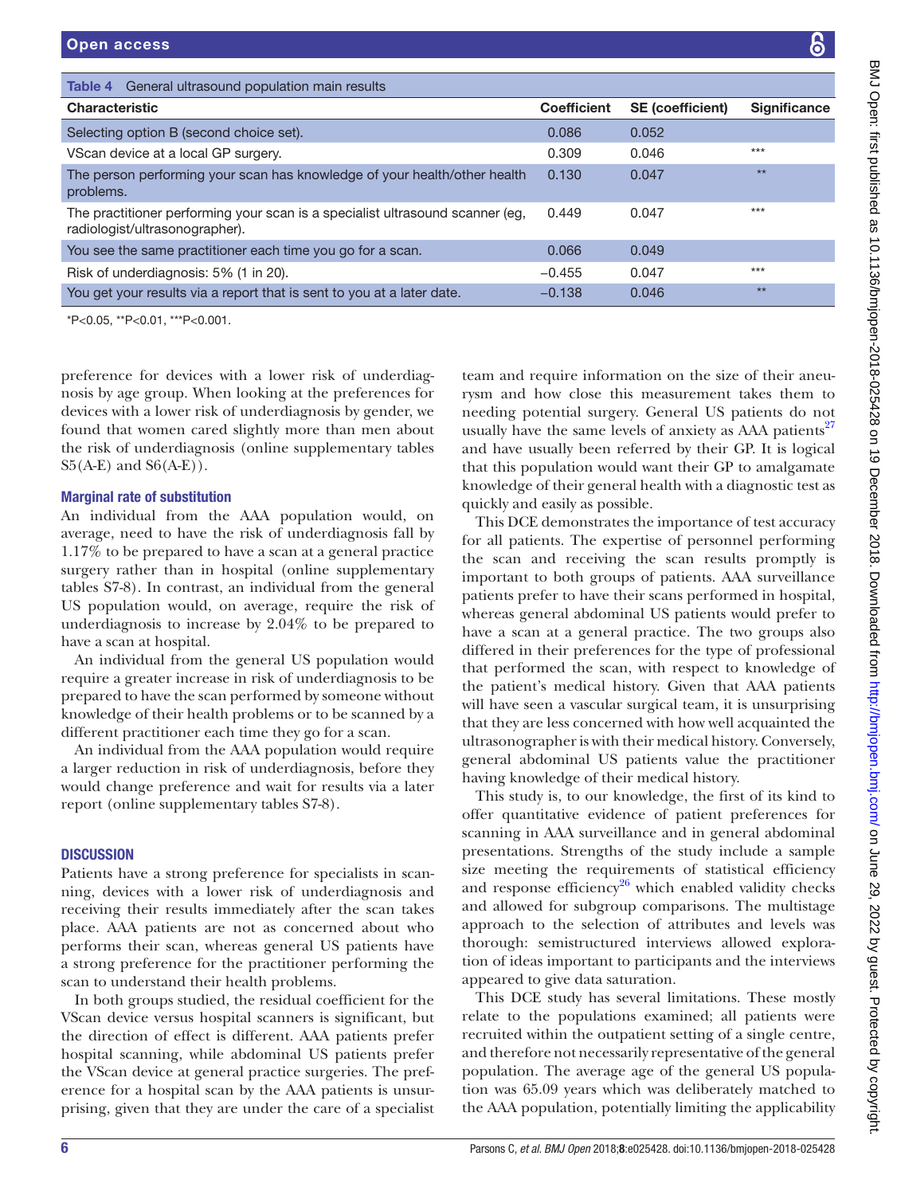Table 4 General ultrasound population main results

| Characteristic | Coefficient | SE (coefficient) | Significance |
|---|---|---|---|
| Selecting option B (second choice set). | 0.086 | 0.052 | |
| VScan device at a local GP surgery. | 0.309 | 0.046 | *** |
| The person performing your scan has knowledge of your health/other health problems. | 0.130 | 0.047 | ** |
| The practitioner performing your scan is a specialist ultrasound scanner (eg, radiologist/ultrasonographer). | 0.449 | 0.047 | *** |
| You see the same practitioner each time you go for a scan. | 0.066 | 0.049 | |
| Risk of underdiagnosis: 5% (1 in 20). | −0.455 | 0.047 | *** |
| You get your results via a report that is sent to you at a later date. | −0.138 | 0.046 | ** |

*P<0.05, **P<0.01, ***P<0.001.

preference for devices with a lower risk of underdiagnosis by age group. When looking at the preferences for devices with a lower risk of underdiagnosis by gender, we found that women cared slightly more than men about the risk of underdiagnosis (online supplementary tables S5(A-E) and S6(A-E)).

### Marginal rate of substitution

An individual from the AAA population would, on average, need to have the risk of underdiagnosis fall by 1.17% to be prepared to have a scan at a general practice surgery rather than in hospital (online supplementary tables S7-8). In contrast, an individual from the general US population would, on average, require the risk of underdiagnosis to increase by 2.04% to be prepared to have a scan at hospital.

An individual from the general US population would require a greater increase in risk of underdiagnosis to be prepared to have the scan performed by someone without knowledge of their health problems or to be scanned by a different practitioner each time they go for a scan.

An individual from the AAA population would require a larger reduction in risk of underdiagnosis, before they would change preference and wait for results via a later report (online supplementary tables S7-8).

## DISCUSSION

Patients have a strong preference for specialists in scanning, devices with a lower risk of underdiagnosis and receiving their results immediately after the scan takes place. AAA patients are not as concerned about who performs their scan, whereas general US patients have a strong preference for the practitioner performing the scan to understand their health problems.

In both groups studied, the residual coefficient for the VScan device versus hospital scanners is significant, but the direction of effect is different. AAA patients prefer hospital scanning, while abdominal US patients prefer the VScan device at general practice surgeries. The preference for a hospital scan by the AAA patients is unsurprising, given that they are under the care of a specialist team and require information on the size of their aneurysm and how close this measurement takes them to needing potential surgery. General US patients do not usually have the same levels of anxiety as AAA patients[27] and have usually been referred by their GP. It is logical that this population would want their GP to amalgamate knowledge of their general health with a diagnostic test as quickly and easily as possible.

This DCE demonstrates the importance of test accuracy for all patients. The expertise of personnel performing the scan and receiving the scan results promptly is important to both groups of patients. AAA surveillance patients prefer to have their scans performed in hospital, whereas general abdominal US patients would prefer to have a scan at a general practice. The two groups also differed in their preferences for the type of professional that performed the scan, with respect to knowledge of the patient's medical history. Given that AAA patients will have seen a vascular surgical team, it is unsurprising that they are less concerned with how well acquainted the ultrasonographer is with their medical history. Conversely, general abdominal US patients value the practitioner having knowledge of their medical history.

This study is, to our knowledge, the first of its kind to offer quantitative evidence of patient preferences for scanning in AAA surveillance and in general abdominal presentations. Strengths of the study include a sample size meeting the requirements of statistical efficiency and response efficiency[26] which enabled validity checks and allowed for subgroup comparisons. The multistage approach to the selection of attributes and levels was thorough: semistructured interviews allowed exploration of ideas important to participants and the interviews appeared to give data saturation.

This DCE study has several limitations. These mostly relate to the populations examined; all patients were recruited within the outpatient setting of a single centre, and therefore not necessarily representative of the general population. The average age of the general US population was 65.09 years which was deliberately matched to the AAA population, potentially limiting the applicability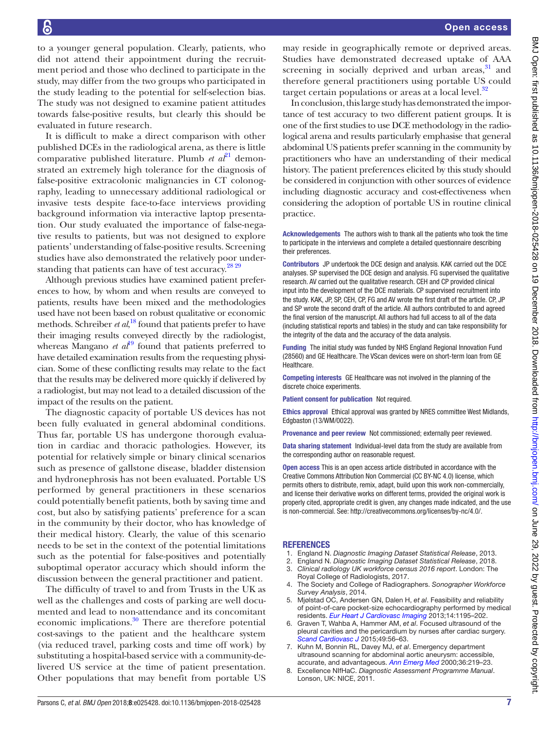to a younger general population. Clearly, patients, who did not attend their appointment during the recruitment period and those who declined to participate in the study, may differ from the two groups who participated in the study leading to the potential for self-selection bias. The study was not designed to examine patient attitudes towards false-positive results, but clearly this should be evaluated in future research.

It is difficult to make a direct comparison with other published DCEs in the radiological arena, as there is little comparative published literature. Plumb *et al*[21] demonstrated an extremely high tolerance for the diagnosis of false-positive extracolonic malignancies in CT colonography, leading to unnecessary additional radiological or invasive tests despite face-to-face interviews providing background information via interactive laptop presentation. Our study evaluated the importance of false-negative results to patients, but was not designed to explore patients' understanding of false-positive results. Screening studies have also demonstrated the relatively poor understanding that patients can have of test accuracy.[28 29]

Although previous studies have examined patient preferences to how, by whom and when results are conveyed to patients, results have been mixed and the methodologies used have not been based on robust qualitative or economic methods. Schreiber *et al*,[18] found that patients prefer to have their imaging results conveyed directly by the radiologist, whereas Mangano *et al*[19] found that patients preferred to have detailed examination results from the requesting physician. Some of these conflicting results may relate to the fact that the results may be delivered more quickly if delivered by a radiologist, but may not lead to a detailed discussion of the impact of the results on the patient.

The diagnostic capacity of portable US devices has not been fully evaluated in general abdominal conditions. Thus far, portable US has undergone thorough evaluation in cardiac and thoracic pathologies. However, its potential for relatively simple or binary clinical scenarios such as presence of gallstone disease, bladder distension and hydronephrosis has not been evaluated. Portable US performed by general practitioners in these scenarios could potentially benefit patients, both by saving time and cost, but also by satisfying patients' preference for a scan in the community by their doctor, who has knowledge of their medical history. Clearly, the value of this scenario needs to be set in the context of the potential limitations such as the potential for false-positives and potentially suboptimal operator accuracy which should inform the discussion between the general practitioner and patient.

The difficulty of travel to and from Trusts in the UK as well as the challenges and costs of parking are well documented and lead to non-attendance and its concomitant economic implications.[30] There are therefore potential cost-savings to the patient and the healthcare system (via reduced travel, parking costs and time off work) by substituting a hospital-based service with a community-delivered US service at the time of patient presentation. Other populations that may benefit from portable US may reside in geographically remote or deprived areas. Studies have demonstrated decreased uptake of AAA screening in socially deprived and urban areas,[31] and therefore general practitioners using portable US could target certain populations or areas at a local level.[32]

In conclusion, this large study has demonstrated the importance of test accuracy to two different patient groups. It is one of the first studies to use DCE methodology in the radiological arena and results particularly emphasise that general abdominal US patients prefer scanning in the community by practitioners who have an understanding of their medical history. The patient preferences elicited by this study should be considered in conjunction with other sources of evidence including diagnostic accuracy and cost-effectiveness when considering the adoption of portable US in routine clinical practice.

**Acknowledgements** The authors wish to thank all the patients who took the time to participate in the interviews and complete a detailed questionnaire describing their preferences.

**Contributors** JP undertook the DCE design and analysis. KAK carried out the DCE analyses. SP supervised the DCE design and analysis. FG supervised the qualitative research. AV carried out the qualitative research. CEH and CP provided clinical input into the development of the DCE materials. CP supervised recruitment into the study. KAK, JP, SP, CEH, CP, FG and AV wrote the first draft of the article. CP, JP and SP wrote the second draft of the article. All authors contributed to and agreed the final version of the manuscript. All authors had full access to all of the data (including statistical reports and tables) in the study and can take responsibility for the integrity of the data and the accuracy of the data analysis.

**Funding** The initial study was funded by NHS England Regional Innovation Fund (28560) and GE Healthcare. The VScan devices were on short-term loan from GE Healthcare.

**Competing interests** GE Healthcare was not involved in the planning of the discrete choice experiments.

**Patient consent for publication** Not required.

**Ethics approval** Ethical approval was granted by NRES committee West Midlands, Edgbaston (13/WM/0022).

**Provenance and peer review** Not commissioned; externally peer reviewed.

**Data sharing statement** Individual-level data from the study are available from the corresponding author on reasonable request.

**Open access** This is an open access article distributed in accordance with the Creative Commons Attribution Non Commercial (CC BY-NC 4.0) license, which permits others to distribute, remix, adapt, build upon this work non-commercially, and license their derivative works on different terms, provided the original work is properly cited, appropriate credit is given, any changes made indicated, and the use is non-commercial. See: http://creativecommons.org/licenses/by-nc/4.0/.

## REFERENCES

1. England N. *Diagnostic Imaging Dataset Statistical Release*, 2013.
2. England N. *Diagnostic Imaging Dataset Statistical Release*, 2018.
3. *Clinical radiology UK workforce census 2016 report*. London: The Royal College of Radiologists, 2017.
4. The Society and College of Radiographers. *Sonographer Workforce Survey Analysis*, 2014.
5. Mjølstad OC, Andersen GN, Dalen H, *et al*. Feasibility and reliability of point-of-care pocket-size echocardiography performed by medical residents. *Eur Heart J Cardiovasc Imaging* 2013;14:1195–202.
6. Graven T, Wahba A, Hammer AM, *et al*. Focused ultrasound of the pleural cavities and the pericardium by nurses after cardiac surgery. *Scand Cardiovasc J* 2015;49:56–63.
7. Kuhn M, Bonnin RL, Davey MJ, *et al*. Emergency department ultrasound scanning for abdominal aortic aneurysm: accessible, accurate, and advantageous. *Ann Emerg Med* 2000;36:219–23.
8. Excellence NIfHaC. *Diagnostic Assessment Programme Manual*. Lonson, UK: NICE, 2011.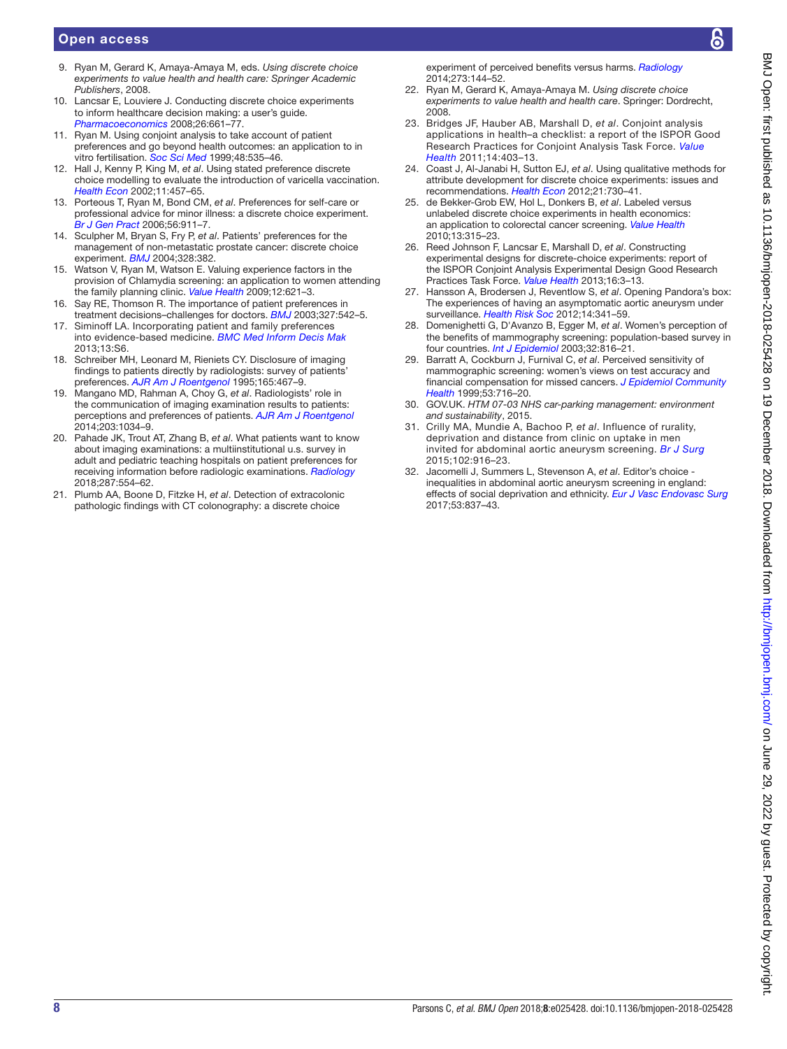9. Ryan M, Gerard K, Amaya-Amaya M, eds. *Using discrete choice experiments to value health and health care: Springer Academic Publishers*, 2008.
10. Lancsar E, Louviere J. Conducting discrete choice experiments to inform healthcare decision making: a user's guide. *Pharmacoeconomics* 2008;26:661–77.
11. Ryan M. Using conjoint analysis to take account of patient preferences and go beyond health outcomes: an application to in vitro fertilisation. *Soc Sci Med* 1999;48:535–46.
12. Hall J, Kenny P, King M, *et al*. Using stated preference discrete choice modelling to evaluate the introduction of varicella vaccination. *Health Econ* 2002;11:457–65.
13. Porteous T, Ryan M, Bond CM, *et al*. Preferences for self-care or professional advice for minor illness: a discrete choice experiment. *Br J Gen Pract* 2006;56:911–7.
14. Sculpher M, Bryan S, Fry P, *et al*. Patients' preferences for the management of non-metastatic prostate cancer: discrete choice experiment. *BMJ* 2004;328:382.
15. Watson V, Ryan M, Watson E. Valuing experience factors in the provision of Chlamydia screening: an application to women attending the family planning clinic. *Value Health* 2009;12:621–3.
16. Say RE, Thomson R. The importance of patient preferences in treatment decisions–challenges for doctors. *BMJ* 2003;327:542–5.
17. Siminoff LA. Incorporating patient and family preferences into evidence-based medicine. *BMC Med Inform Decis Mak* 2013;13:S6.
18. Schreiber MH, Leonard M, Rieniets CY. Disclosure of imaging findings to patients directly by radiologists: survey of patients' preferences. *AJR Am J Roentgenol* 1995;165:467–9.
19. Mangano MD, Rahman A, Choy G, *et al*. Radiologists' role in the communication of imaging examination results to patients: perceptions and preferences of patients. *AJR Am J Roentgenol* 2014;203:1034–9.
20. Pahade JK, Trout AT, Zhang B, *et al*. What patients want to know about imaging examinations: a multiinstitutional u.s. survey in adult and pediatric teaching hospitals on patient preferences for receiving information before radiologic examinations. *Radiology* 2018;287:554–62.
21. Plumb AA, Boone D, Fitzke H, *et al*. Detection of extracolonic pathologic findings with CT colonography: a discrete choice experiment of perceived benefits versus harms. *Radiology* 2014;273:144–52.
22. Ryan M, Gerard K, Amaya-Amaya M. *Using discrete choice experiments to value health and health care*. Springer: Dordrecht, 2008.
23. Bridges JF, Hauber AB, Marshall D, *et al*. Conjoint analysis applications in health–a checklist: a report of the ISPOR Good Research Practices for Conjoint Analysis Task Force. *Value Health* 2011;14:403–13.
24. Coast J, Al-Janabi H, Sutton EJ, *et al*. Using qualitative methods for attribute development for discrete choice experiments: issues and recommendations. *Health Econ* 2012;21:730–41.
25. de Bekker-Grob EW, Hol L, Donkers B, *et al*. Labeled versus unlabeled discrete choice experiments in health economics: an application to colorectal cancer screening. *Value Health* 2010;13:315–23.
26. Reed Johnson F, Lancsar E, Marshall D, *et al*. Constructing experimental designs for discrete-choice experiments: report of the ISPOR Conjoint Analysis Experimental Design Good Research Practices Task Force. *Value Health* 2013;16:3–13.
27. Hansson A, Brodersen J, Reventlow S, *et al*. Opening Pandora's box: The experiences of having an asymptomatic aortic aneurysm under surveillance. *Health Risk Soc* 2012;14:341–59.
28. Domenighetti G, D'Avanzo B, Egger M, *et al*. Women's perception of the benefits of mammography screening: population-based survey in four countries. *Int J Epidemiol* 2003;32:816–21.
29. Barratt A, Cockburn J, Furnival C, *et al*. Perceived sensitivity of mammographic screening: women's views on test accuracy and financial compensation for missed cancers. *J Epidemiol Community Health* 1999;53:716–20.
30. GOV.UK. *HTM 07-03 NHS car-parking management: environment and sustainability*, 2015.
31. Crilly MA, Mundie A, Bachoo P, *et al*. Influence of rurality, deprivation and distance from clinic on uptake in men invited for abdominal aortic aneurysm screening. *Br J Surg* 2015;102:916–23.
32. Jacomelli J, Summers L, Stevenson A, *et al*. Editor's choice - inequalities in abdominal aortic aneurysm screening in england: effects of social deprivation and ethnicity. *Eur J Vasc Endovasc Surg* 2017;53:837–43.